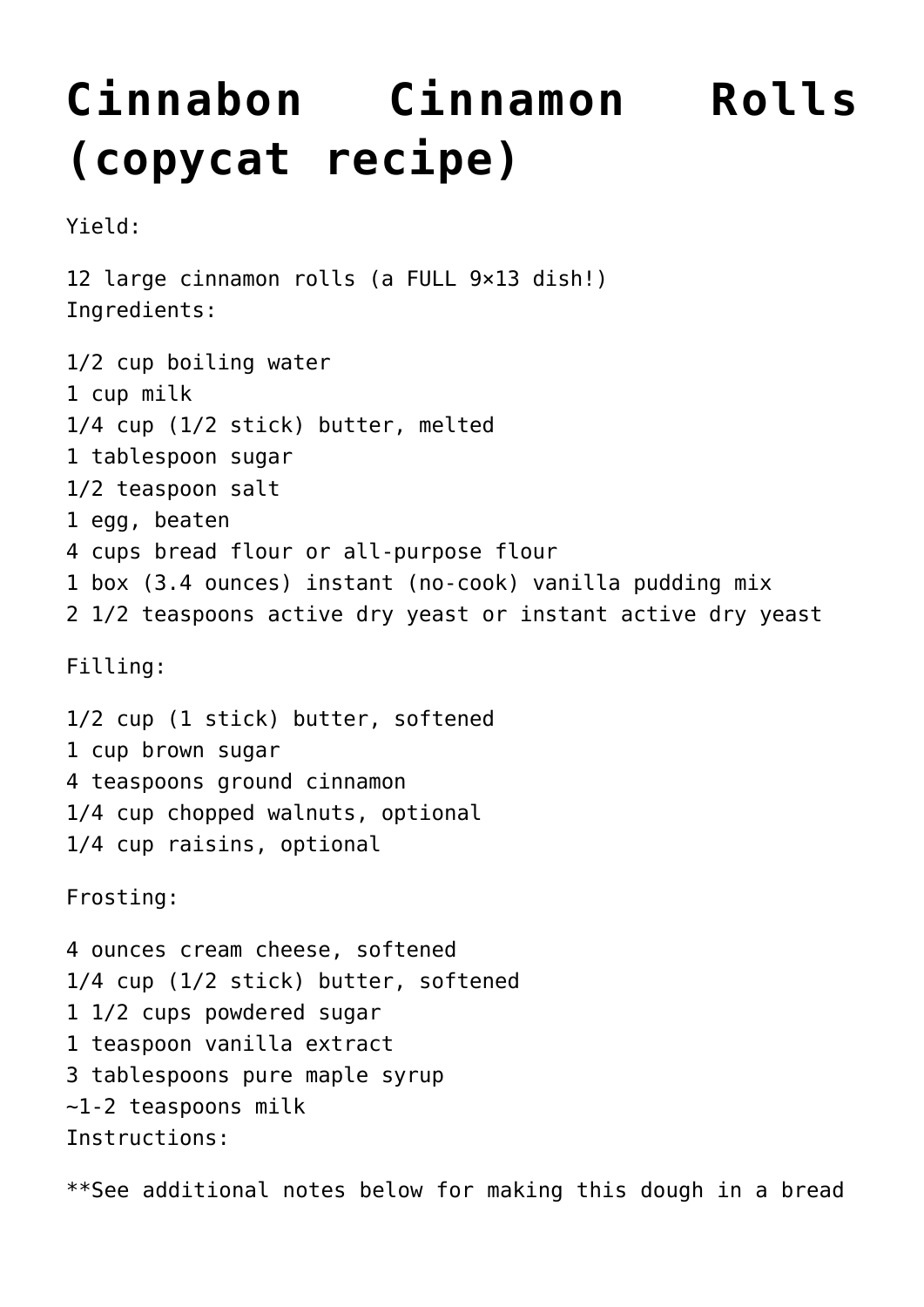# Cinnabon Cinnamon Rolls (copycat recipe)

Yield:

12 large cinnamon rolls (a FULL 9×13 dish!)
Ingredients:

1/2 cup boiling water
1 cup milk
1/4 cup (1/2 stick) butter, melted
1 tablespoon sugar
1/2 teaspoon salt
1 egg, beaten
4 cups bread flour or all-purpose flour
1 box (3.4 ounces) instant (no-cook) vanilla pudding mix
2 1/2 teaspoons active dry yeast or instant active dry yeast

Filling:

1/2 cup (1 stick) butter, softened
1 cup brown sugar
4 teaspoons ground cinnamon
1/4 cup chopped walnuts, optional
1/4 cup raisins, optional

Frosting:

4 ounces cream cheese, softened
1/4 cup (1/2 stick) butter, softened
1 1/2 cups powdered sugar
1 teaspoon vanilla extract
3 tablespoons pure maple syrup
~1-2 teaspoons milk
Instructions:

**See additional notes below for making this dough in a bread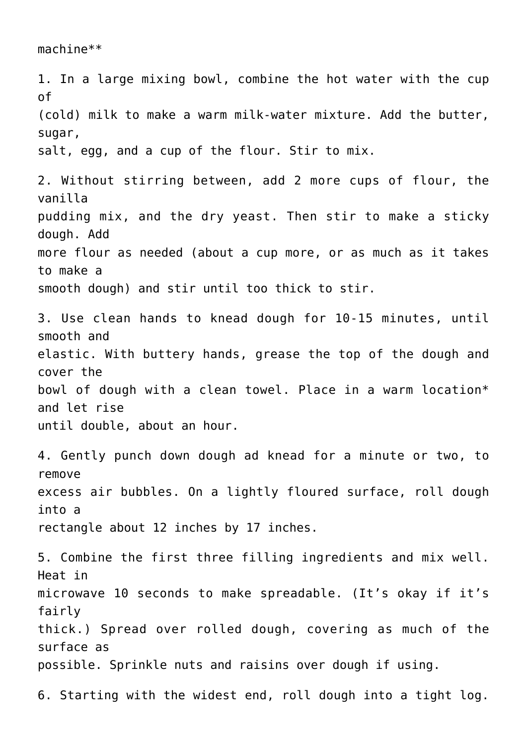machine**

1. In a large mixing bowl, combine the hot water with the cup of (cold) milk to make a warm milk-water mixture. Add the butter, sugar, salt, egg, and a cup of the flour. Stir to mix.

2. Without stirring between, add 2 more cups of flour, the vanilla pudding mix, and the dry yeast. Then stir to make a sticky dough. Add more flour as needed (about a cup more, or as much as it takes to make a smooth dough) and stir until too thick to stir.

3. Use clean hands to knead dough for 10-15 minutes, until smooth and elastic. With buttery hands, grease the top of the dough and cover the bowl of dough with a clean towel. Place in a warm location* and let rise until double, about an hour.

4. Gently punch down dough ad knead for a minute or two, to remove excess air bubbles. On a lightly floured surface, roll dough into a rectangle about 12 inches by 17 inches.

5. Combine the first three filling ingredients and mix well. Heat in microwave 10 seconds to make spreadable. (It's okay if it's fairly thick.) Spread over rolled dough, covering as much of the surface as possible. Sprinkle nuts and raisins over dough if using.

6. Starting with the widest end, roll dough into a tight log.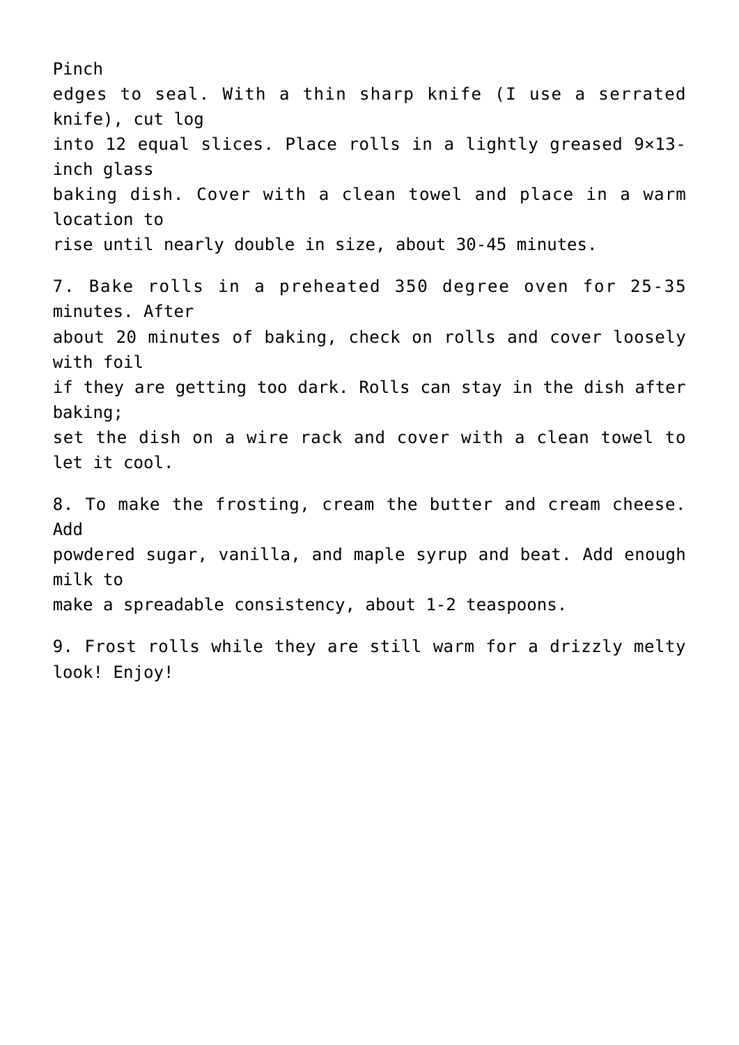Pinch edges to seal. With a thin sharp knife (I use a serrated knife), cut log into 12 equal slices. Place rolls in a lightly greased 9×13-inch glass baking dish. Cover with a clean towel and place in a warm location to rise until nearly double in size, about 30-45 minutes.

7. Bake rolls in a preheated 350 degree oven for 25-35 minutes. After about 20 minutes of baking, check on rolls and cover loosely with foil if they are getting too dark. Rolls can stay in the dish after baking; set the dish on a wire rack and cover with a clean towel to let it cool.

8. To make the frosting, cream the butter and cream cheese. Add powdered sugar, vanilla, and maple syrup and beat. Add enough milk to make a spreadable consistency, about 1-2 teaspoons.

9. Frost rolls while they are still warm for a drizzly melty look! Enjoy!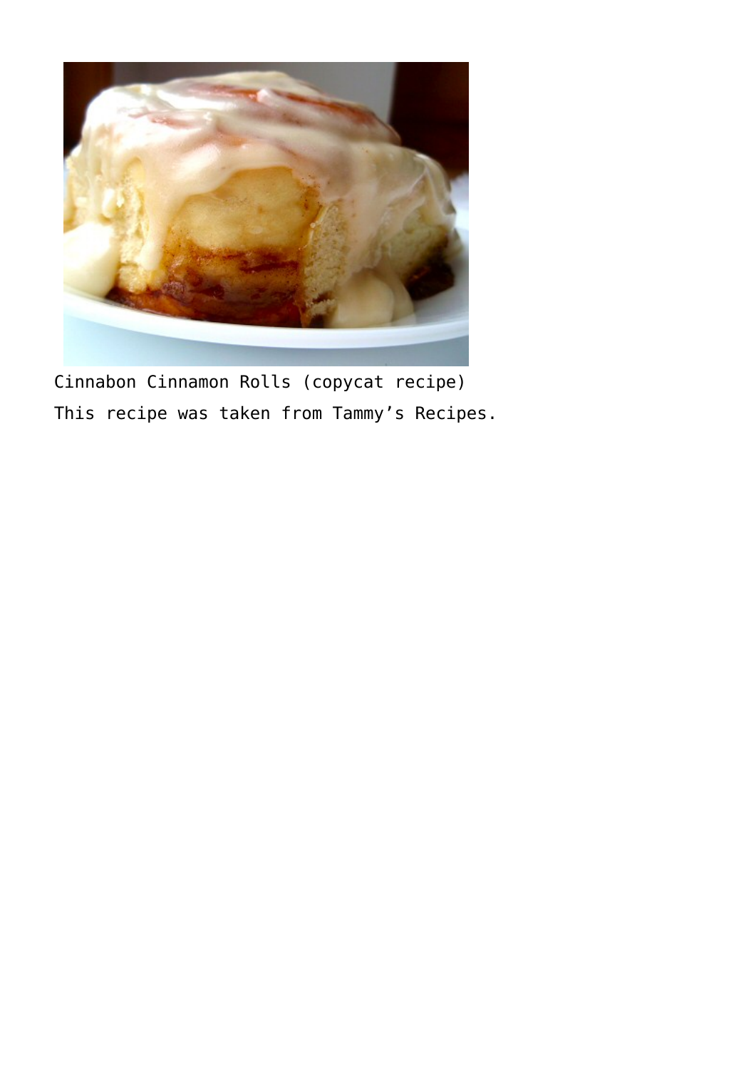Cinnabon Cinnamon Rolls (copycat recipe)

This recipe was taken from Tammy’s Recipes.